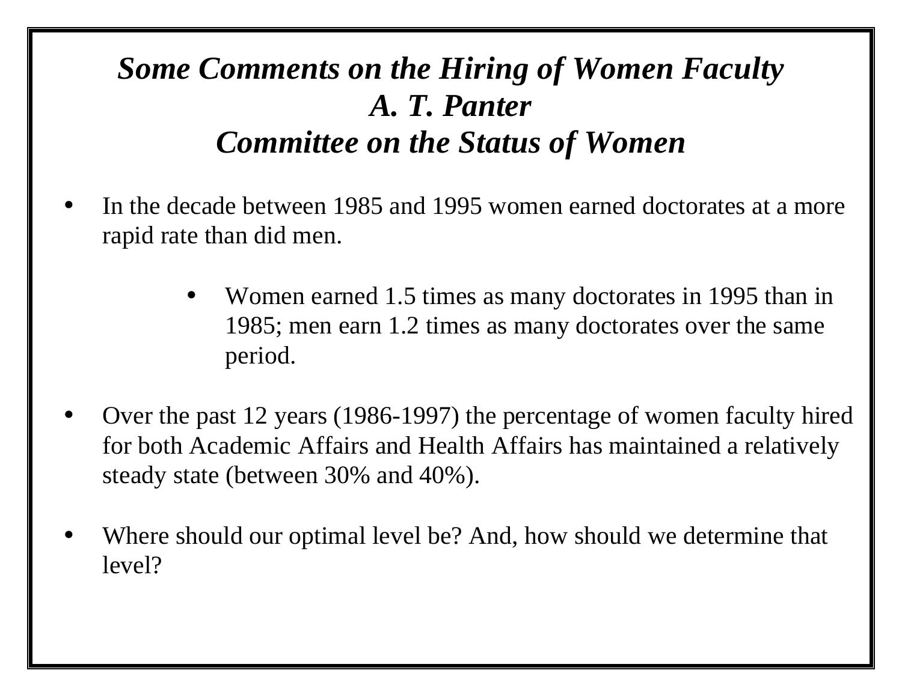# *Some Comments on the Hiring of Women Faculty*
## *A. T. Panter*
## *Committee on the Status of Women*

- In the decade between 1985 and 1995 women earned doctorates at a more rapid rate than did men.
    - Women earned 1.5 times as many doctorates in 1995 than in 1985; men earn 1.2 times as many doctorates over the same period.
- Over the past 12 years (1986-1997) the percentage of women faculty hired for both Academic Affairs and Health Affairs has maintained a relatively steady state (between 30% and 40%).
- Where should our optimal level be? And, how should we determine that level?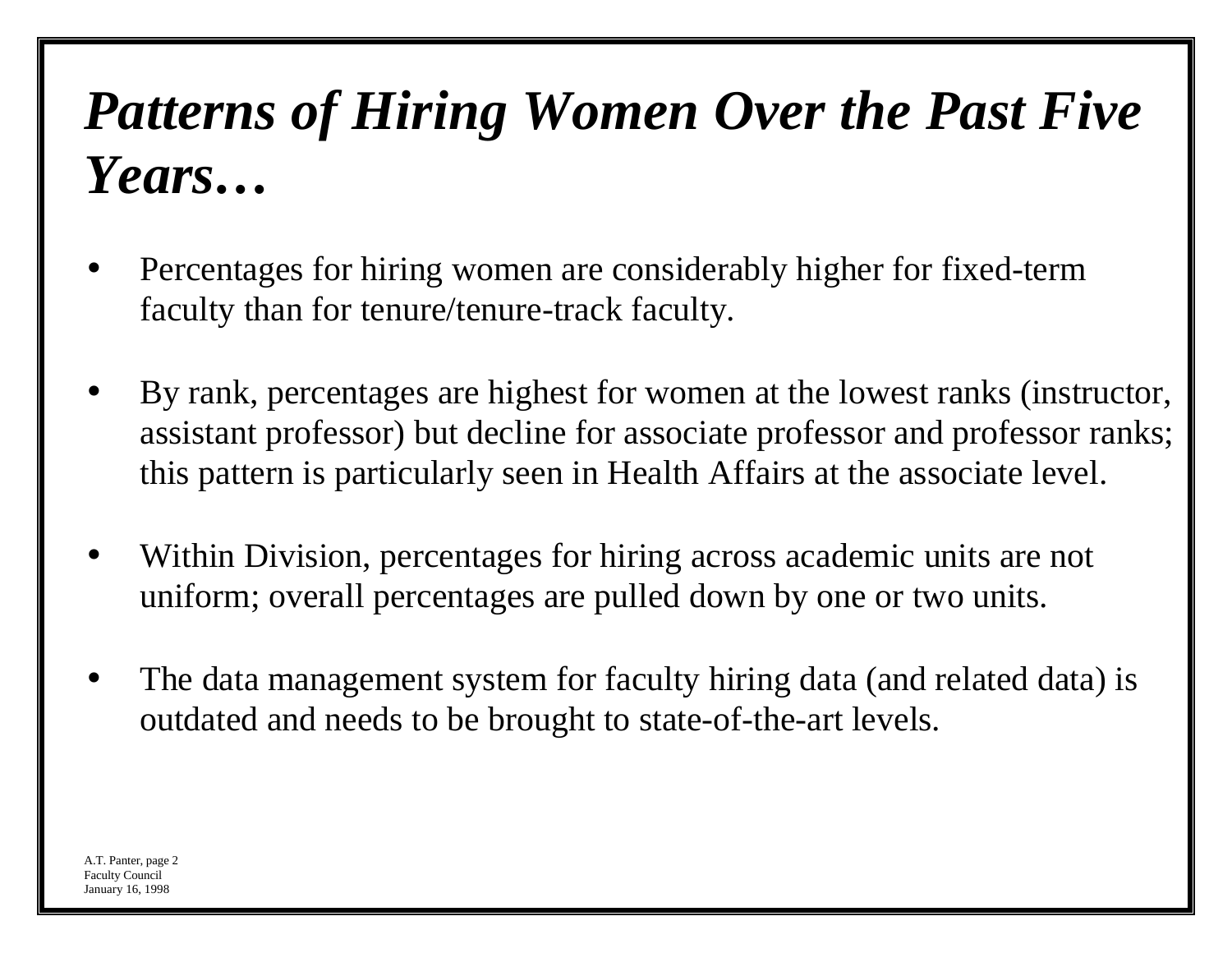# *Patterns of Hiring Women Over the Past Five Years…*

- Percentages for hiring women are considerably higher for fixed-term faculty than for tenure/tenure-track faculty.

- By rank, percentages are highest for women at the lowest ranks (instructor, assistant professor) but decline for associate professor and professor ranks; this pattern is particularly seen in Health Affairs at the associate level.

- Within Division, percentages for hiring across academic units are not uniform; overall percentages are pulled down by one or two units.

- The data management system for faculty hiring data (and related data) is outdated and needs to be brought to state-of-the-art levels.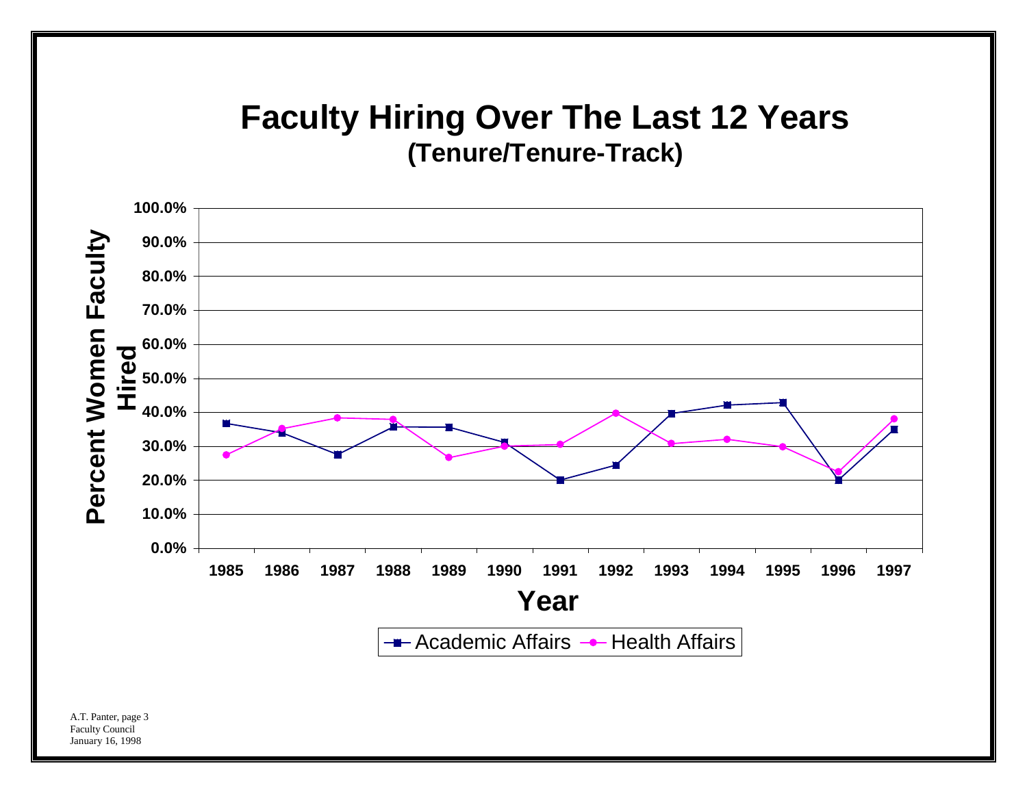# Faculty Hiring Over The Last 12 Years

## (Tenure/Tenure-Track)

Percent Women Faculty Hired

100.0%
90.0%
80.0%
70.0%
60.0%
50.0%
40.0%
30.0%
20.0%
10.0%
0.0%

1985 1986 1987 1988 1989 1990 1991 1992 1993 1994 1995 1996 1997

Year

Academic Affairs — Health Affairs

A.T. Panter, page 3
Faculty Council
January 16, 1998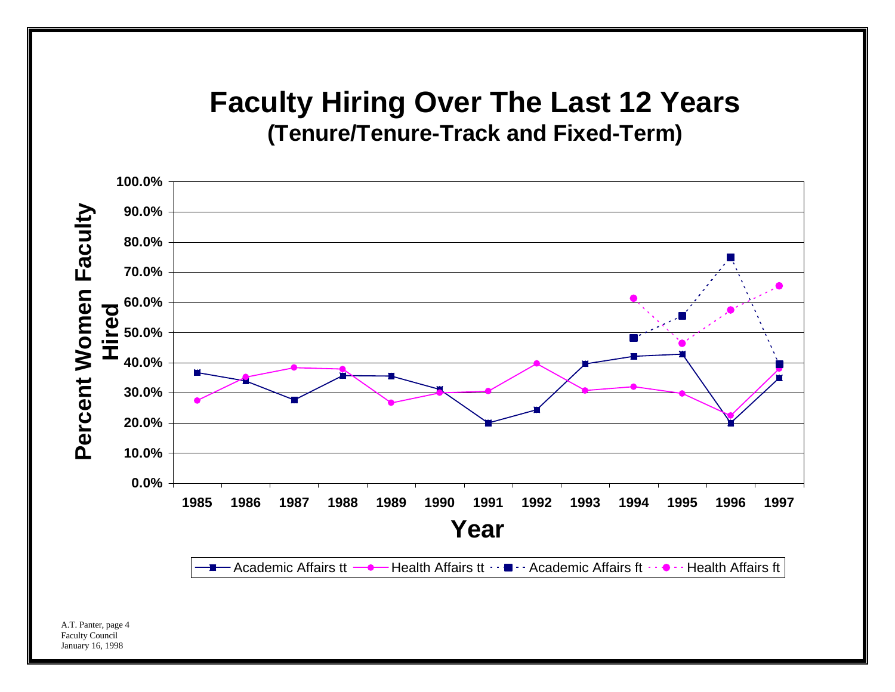# Faculty Hiring Over The Last 12 Years

## (Tenure/Tenure-Track and Fixed-Term)

A.T. Panter, page 4
Faculty Council
January 16, 1998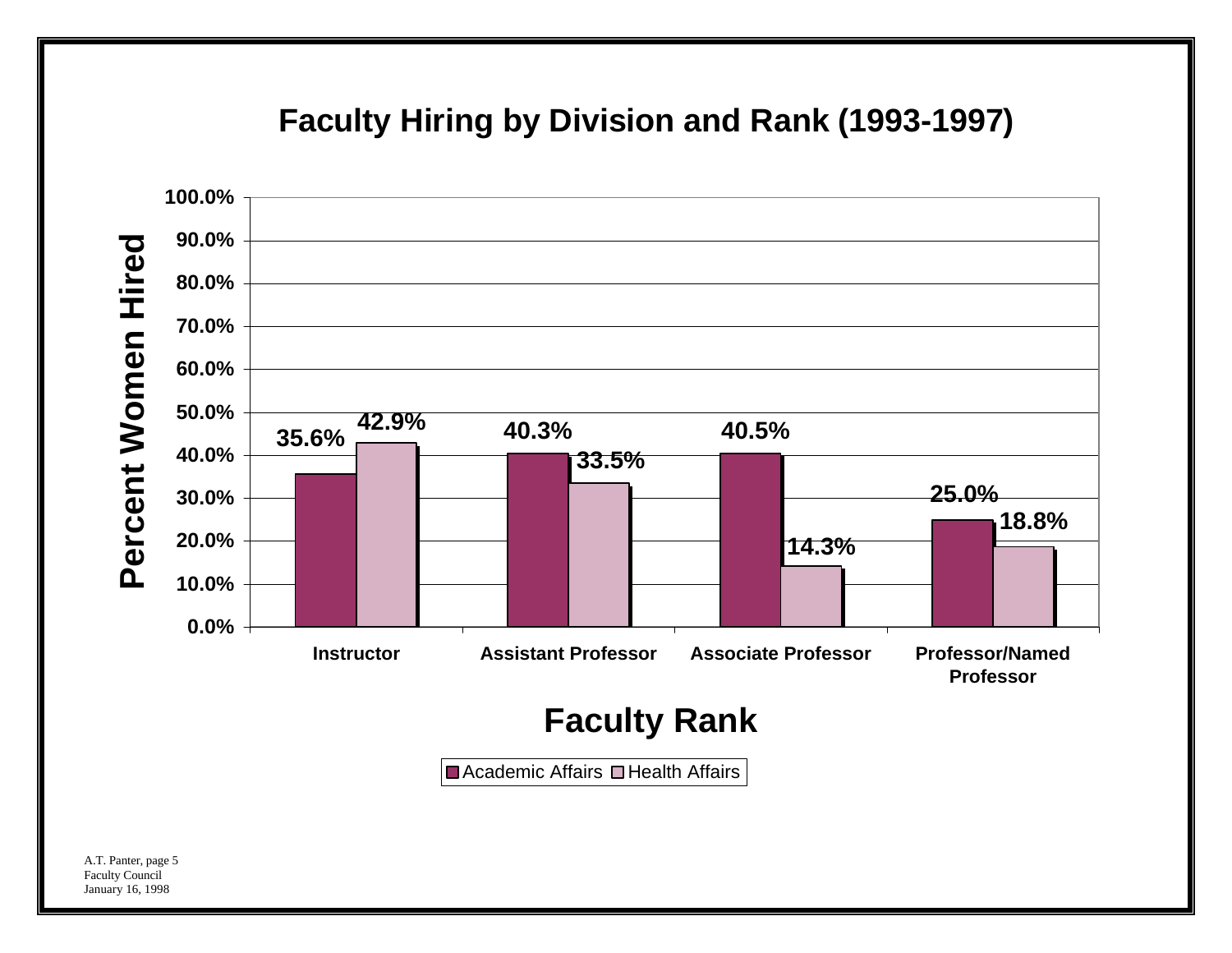# Faculty Hiring by Division and Rank (1993-1997)

Percent Women Hired

| Faculty Rank | Academic Affairs | Health Affairs |
|---|---|---|
| Instructor | 35.6% | 42.9% |
| Assistant Professor | 40.3% | 33.5% |
| Associate Professor | 40.5% | 14.3% |
| Professor/Named Professor | 25.0% | 18.8% |

A.T. Panter, page 5
Faculty Council
January 16, 1998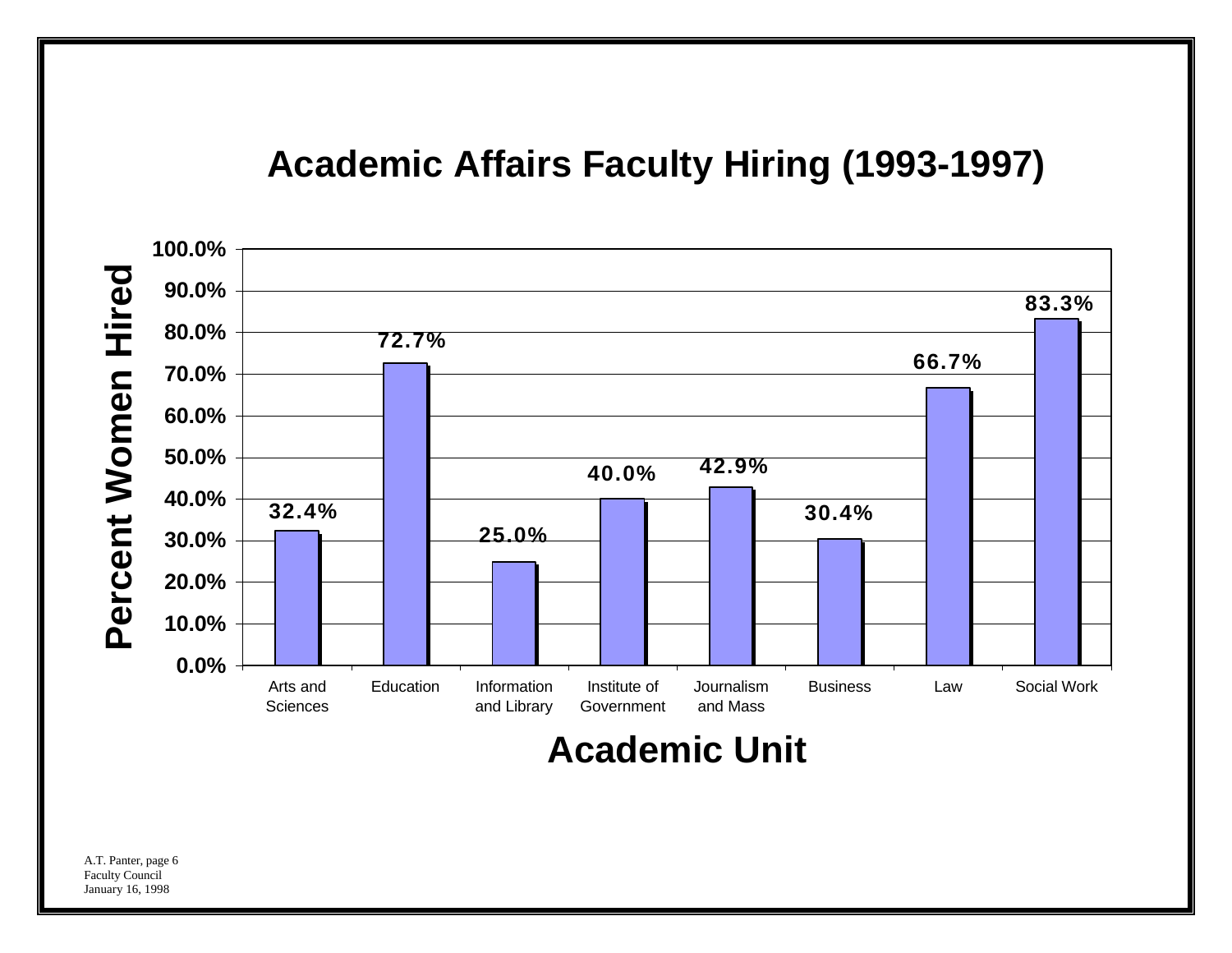# Academic Affairs Faculty Hiring (1993-1997)

| Academic Unit | Percent Women Hired |
|---|---|
| Arts and Sciences | 32.4% |
| Education | 72.7% |
| Information and Library | 25.0% |
| Institute of Government | 40.0% |
| Journalism and Mass | 42.9% |
| Business | 30.4% |
| Law | 66.7% |
| Social Work | 83.3% |

A.T. Panter, page 6
Faculty Council
January 16, 1998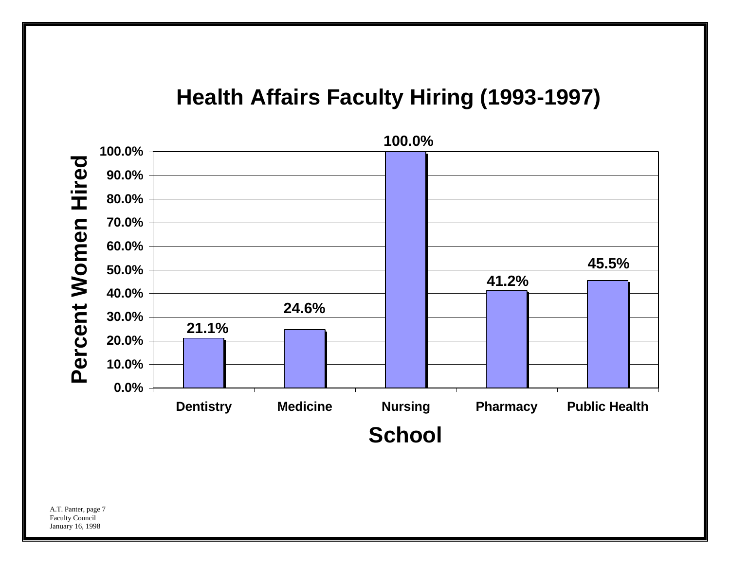# Health Affairs Faculty Hiring (1993-1997)

| School | Percent Women Hired |
|---|---|
| Dentistry | 21.1% |
| Medicine | 24.6% |
| Nursing | 100.0% |
| Pharmacy | 41.2% |
| Public Health | 45.5% |

A.T. Panter, page 7
Faculty Council
January 16, 1998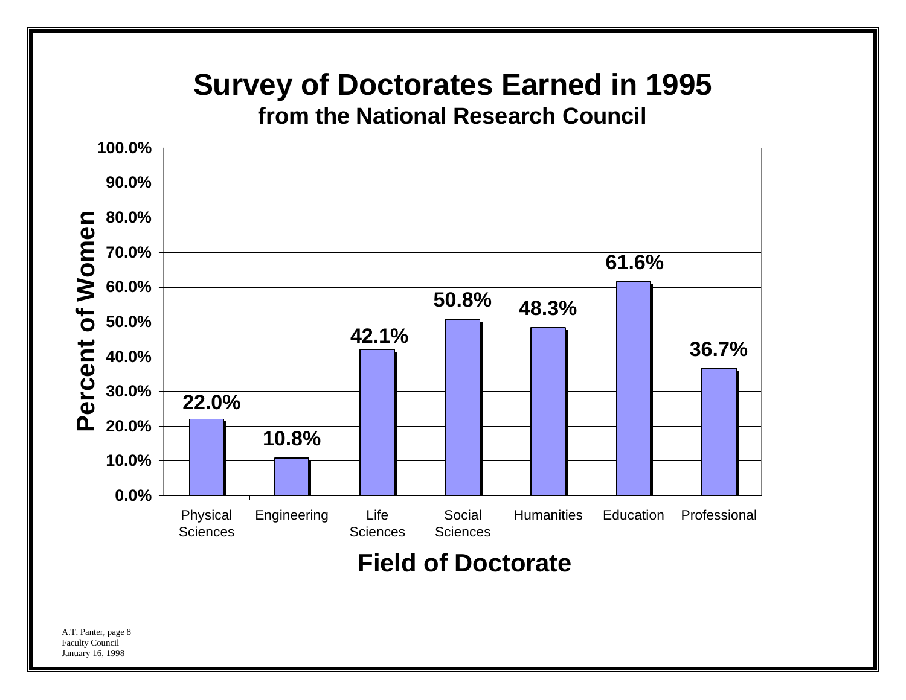# Survey of Doctorates Earned in 1995

## from the National Research Council

Percent of Women

100.0%
90.0%
80.0%
70.0%
60.0%
50.0%
40.0%
30.0%
20.0%
10.0%
0.0%

22.0%
10.8%
42.1%
50.8%
48.3%
61.6%
36.7%

Physical Sciences
Engineering
Life Sciences
Social Sciences
Humanities
Education
Professional

Field of Doctorate

A.T. Panter, page 8
Faculty Council
January 16, 1998